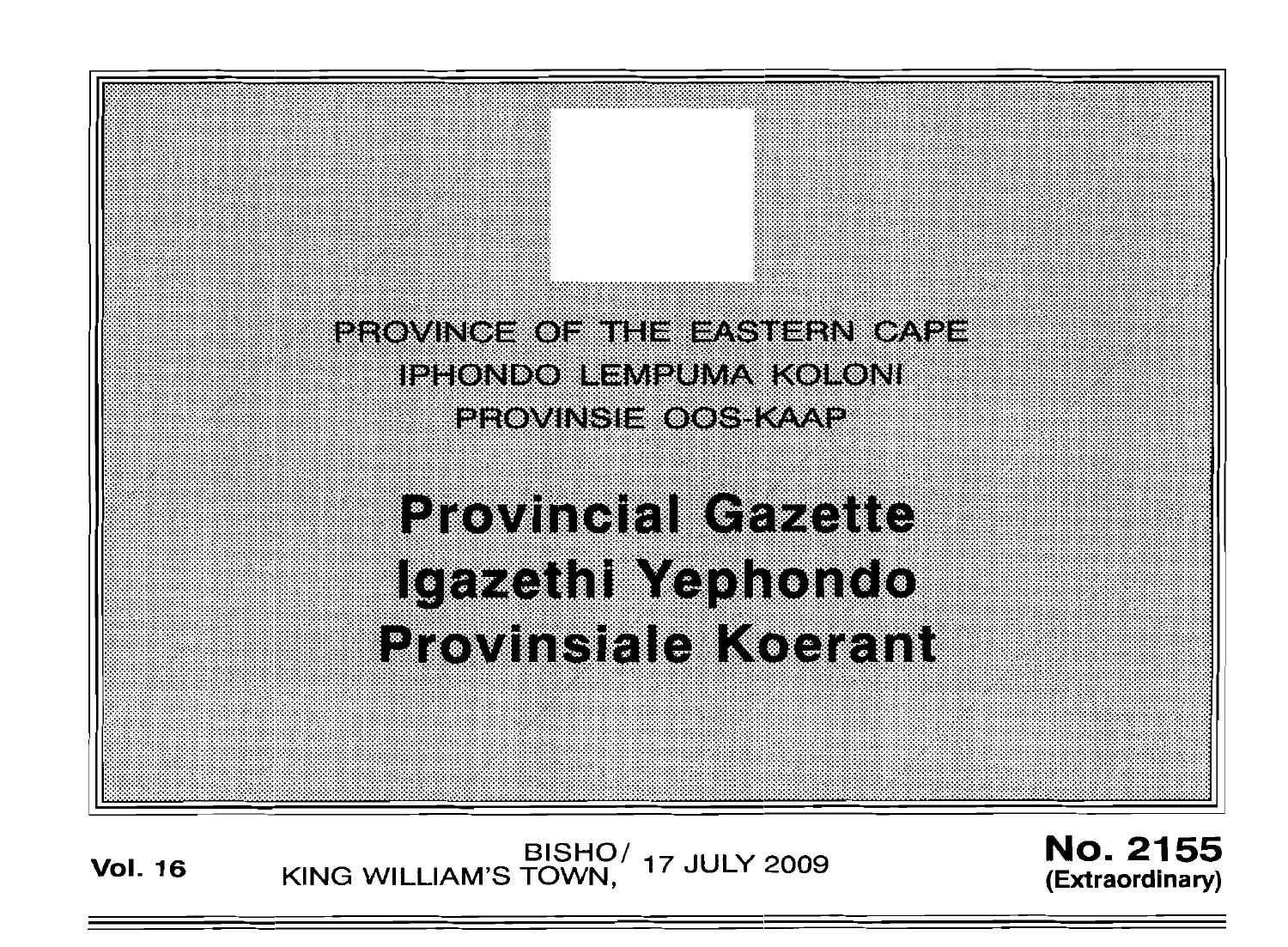PROVINCE OF THE EASTERN CAPE

IPHONDO LEMPUMA KOLONI

PROVINSIE OOS-KAAP

# Provincial Gazette
# Igazethi Yephondo
# Provinsiale Koerant

**Vol. 16** BISHO/ KING WILLIAM'S TOWN, 17 JULY 2009 **No. 2155 (Extraordinary)**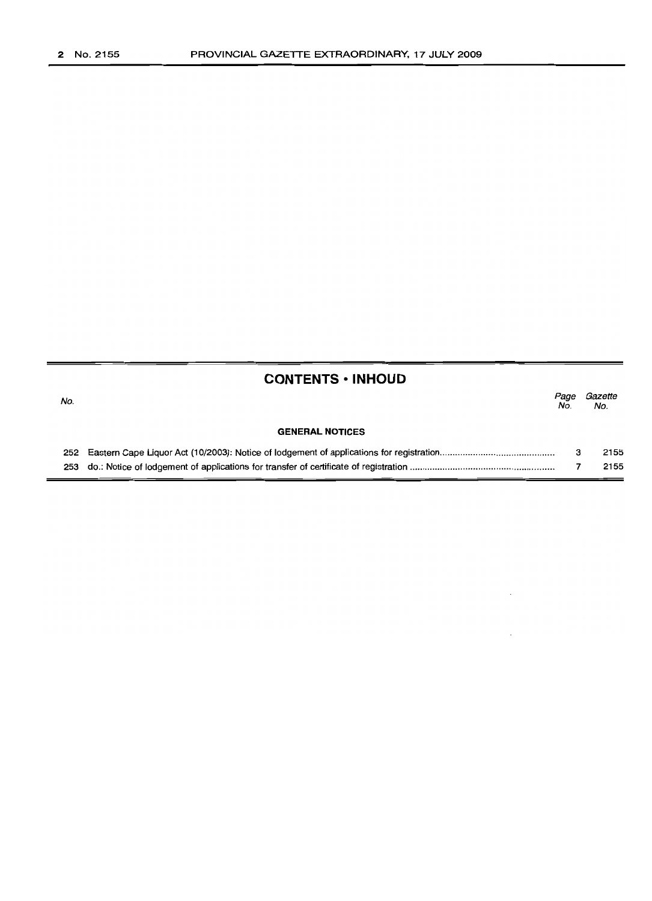## CONTENTS • INHOUD

| No. | | Page No. | Gazette No. |
|---|---|---|---|
| | **GENERAL NOTICES** | | |
| 252 | Eastern Cape Liquor Act (10/2003): Notice of lodgement of applications for registration | 3 | 2155 |
| 253 | do.: Notice of lodgement of applications for transfer of certificate of registration | 7 | 2155 |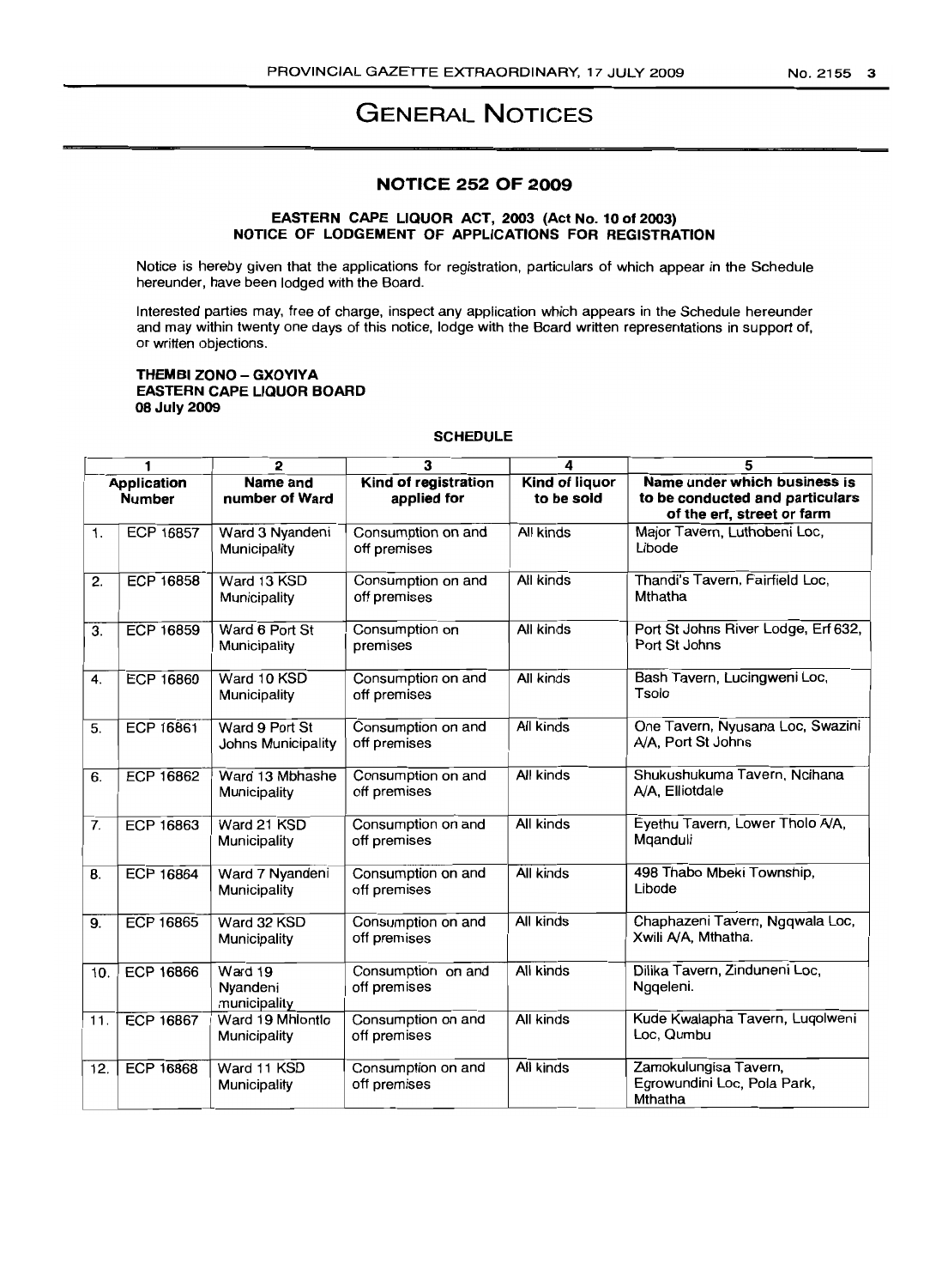# GENERAL NOTICES

## NOTICE 252 OF 2009

### EASTERN CAPE LIQUOR ACT, 2003 (Act No. 10 of 2003)
### NOTICE OF LODGEMENT OF APPLICATIONS FOR REGISTRATION

Notice is hereby given that the applications for registration, particulars of which appear in the Schedule hereunder, have been lodged with the Board.

Interested parties may, free of charge, inspect any application which appears in the Schedule hereunder and may within twenty one days of this notice, lodge with the Board written representations in support of, or written objections.

**THEMBI ZONO – GXOYIYA**
**EASTERN CAPE LIQUOR BOARD**
**08 July 2009**

**SCHEDULE**

| 1 | | 2 | 3 | 4 | 5 |
|---|---|---|---|---|---|
| **Application Number** | | **Name and number of Ward** | **Kind of registration applied for** | **Kind of liquor to be sold** | **Name under which business is to be conducted and particulars of the erf, street or farm** |
| 1. | ECP 16857 | Ward 3 Nyandeni Municipality | Consumption on and off premises | All kinds | Major Tavern, Luthobeni Loc, Libode |
| 2. | ECP 16858 | Ward 13 KSD Municipality | Consumption on and off premises | All kinds | Thandi's Tavern, Fairfield Loc, Mthatha |
| 3. | ECP 16859 | Ward 6 Port St Municipality | Consumption on premises | All kinds | Port St Johns River Lodge, Erf 632, Port St Johns |
| 4. | ECP 16860 | Ward 10 KSD Municipality | Consumption on and off premises | All kinds | Bash Tavern, Lucingweni Loc, Tsolo |
| 5. | ECP 16861 | Ward 9 Port St Johns Municipality | Consumption on and off premises | All kinds | One Tavern, Nyusana Loc, Swazini A/A, Port St Johns |
| 6. | ECP 16862 | Ward 13 Mbhashe Municipality | Consumption on and off premises | All kinds | Shukushukuma Tavern, Ncihana A/A, Elliotdale |
| 7. | ECP 16863 | Ward 21 KSD Municipality | Consumption on and off premises | All kinds | Eyethu Tavern, Lower Tholo A/A, Mqanduli |
| 8. | ECP 16864 | Ward 7 Nyandeni Municipality | Consumption on and off premises | All kinds | 498 Thabo Mbeki Township, Libode |
| 9. | ECP 16865 | Ward 32 KSD Municipality | Consumption on and off premises | All kinds | Chaphazeni Tavern, Ngqwala Loc, Xwili A/A, Mthatha. |
| 10. | ECP 16866 | Ward 19 Nyandeni municipality | Consumption on and off premises | All kinds | Dilika Tavern, Zinduneni Loc, Ngqeleni. |
| 11. | ECP 16867 | Ward 19 Mhlontlo Municipality | Consumption on and off premises | All kinds | Kude Kwalapha Tavern, Luqolweni Loc, Qumbu |
| 12. | ECP 16868 | Ward 11 KSD Municipality | Consumption on and off premises | All kinds | Zamokulungisa Tavern, Egrowundini Loc, Pola Park, Mthatha |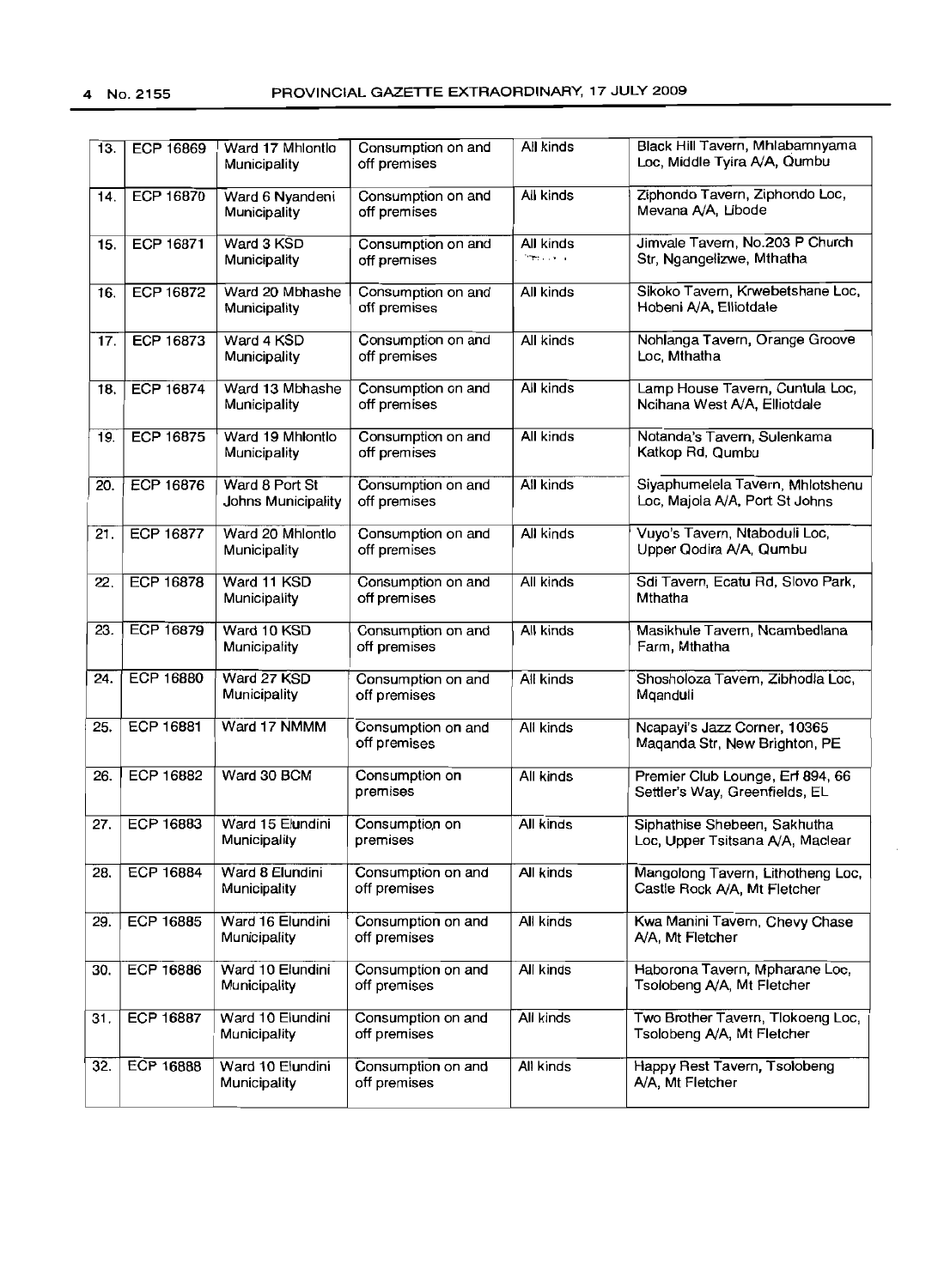| 13. | ECP 16869 | Ward 17 Mhlontlo Municipality | Consumption on and off premises | All kinds | Black Hill Tavern, Mhlabamnyama Loc, Middle Tyira A/A, Qumbu |
|---|---|---|---|---|---|
| 14. | ECP 16870 | Ward 6 Nyandeni Municipality | Consumption on and off premises | All kinds | Ziphondo Tavern, Ziphondo Loc, Mevana A/A, Libode |
| 15. | ECP 16871 | Ward 3 KSD Municipality | Consumption on and off premises | All kinds | Jimvale Tavern, No.203 P Church Str, Ngangelizwe, Mthatha |
| 16. | ECP 16872 | Ward 20 Mbhashe Municipality | Consumption on and off premises | All kinds | Sikoko Tavern, Krwebetshane Loc, Hobeni A/A, Elliotdale |
| 17. | ECP 16873 | Ward 4 KSD Municipality | Consumption on and off premises | All kinds | Nohlanga Tavern, Orange Groove Loc, Mthatha |
| 18. | ECP 16874 | Ward 13 Mbhashe Municipality | Consumption on and off premises | All kinds | Lamp House Tavern, Cuntula Loc, Ncihana West A/A, Elliotdale |
| 19. | ECP 16875 | Ward 19 Mhlontlo Municipality | Consumption on and off premises | All kinds | Notanda's Tavern, Sulenkama Katkop Rd, Qumbu |
| 20. | ECP 16876 | Ward 8 Port St Johns Municipality | Consumption on and off premises | All kinds | Siyaphumelela Tavern, Mhlotshenu Loc, Majola A/A, Port St Johns |
| 21. | ECP 16877 | Ward 20 Mhlontlo Municipality | Consumption on and off premises | All kinds | Vuyo's Tavern, Ntaboduli Loc, Upper Qodira A/A, Qumbu |
| 22. | ECP 16878 | Ward 11 KSD Municipality | Consumption on and off premises | All kinds | Sdi Tavern, Ecatu Rd, Slovo Park, Mthatha |
| 23. | ECP 16879 | Ward 10 KSD Municipality | Consumption on and off premises | All kinds | Masikhule Tavern, Ncambedlana Farm, Mthatha |
| 24. | ECP 16880 | Ward 27 KSD Municipality | Consumption on and off premises | All kinds | Shosholoza Tavern, Zibhodla Loc, Mqanduli |
| 25. | ECP 16881 | Ward 17 NMMM | Consumption on and off premises | All kinds | Ncapayi's Jazz Corner, 10365 Maqanda Str, New Brighton, PE |
| 26. | ECP 16882 | Ward 30 BCM | Consumption on premises | All kinds | Premier Club Lounge, Erf 894, 66 Settler's Way, Greenfields, EL |
| 27. | ECP 16883 | Ward 15 Elundini Municipality | Consumption on premises | All kinds | Siphathise Shebeen, Sakhutha Loc, Upper Tsitsana A/A, Maclear |
| 28. | ECP 16884 | Ward 8 Elundini Municipality | Consumption on and off premises | All kinds | Mangolong Tavern, Lithotheng Loc, Castle Rock A/A, Mt Fletcher |
| 29. | ECP 16885 | Ward 16 Elundini Municipality | Consumption on and off premises | All kinds | Kwa Manini Tavern, Chevy Chase A/A, Mt Fletcher |
| 30. | ECP 16886 | Ward 10 Elundini Municipality | Consumption on and off premises | All kinds | Haborona Tavern, Mpharane Loc, Tsolobeng A/A, Mt Fletcher |
| 31. | ECP 16887 | Ward 10 Elundini Municipality | Consumption on and off premises | All kinds | Two Brother Tavern, Tlokoeng Loc, Tsolobeng A/A, Mt Fletcher |
| 32. | ECP 16888 | Ward 10 Elundini Municipality | Consumption on and off premises | All kinds | Happy Rest Tavern, Tsolobeng A/A, Mt Fletcher |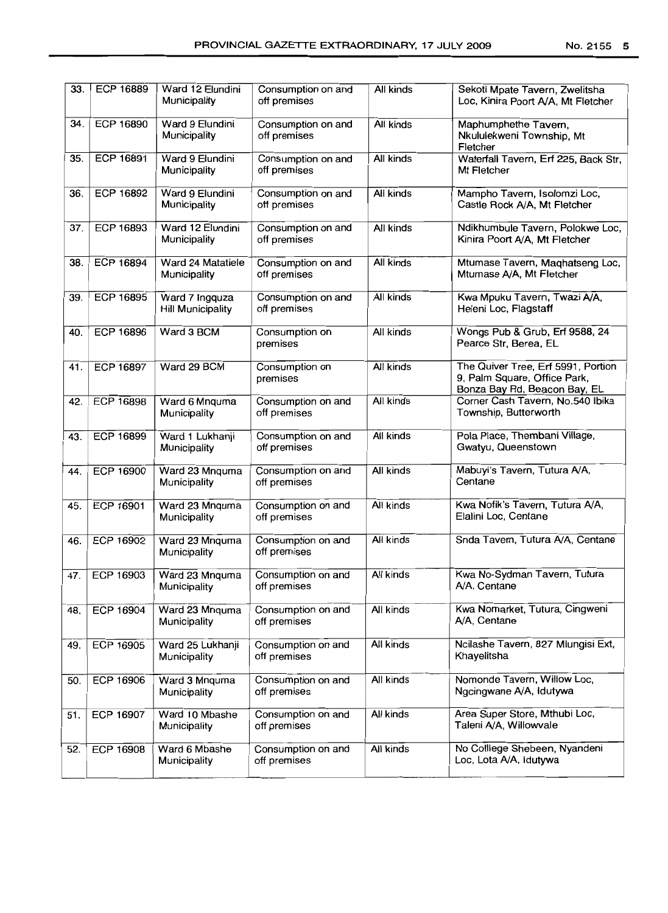| 33. | ECP 16889 | Ward 12 Elundini Municipality | Consumption on and off premises | All kinds | Sekoti Mpate Tavern, Zwelitsha Loc, Kinira Poort A/A, Mt Fletcher |
|---|---|---|---|---|---|
| 34. | ECP 16890 | Ward 9 Elundini Municipality | Consumption on and off premises | All kinds | Maphumphethe Tavern, Nkululekweni Township, Mt Fletcher |
| 35. | ECP 16891 | Ward 9 Elundini Municipality | Consumption on and off premises | All kinds | Waterfall Tavern, Erf 225, Back Str, Mt Fletcher |
| 36. | ECP 16892 | Ward 9 Elundini Municipality | Consumption on and off premises | All kinds | Mampho Tavern, Isolomzi Loc, Castle Rock A/A, Mt Fletcher |
| 37. | ECP 16893 | Ward 12 Elundini Municipality | Consumption on and off premises | All kinds | Ndikhumbule Tavern, Polokwe Loc, Kinira Poort A/A, Mt Fletcher |
| 38. | ECP 16894 | Ward 24 Matatiele Municipality | Consumption on and off premises | All kinds | Mtumase Tavern, Maqhatseng Loc, Mtumase A/A, Mt Fletcher |
| 39. | ECP 16895 | Ward 7 Ingquza Hill Municipality | Consumption on and off premises | All kinds | Kwa Mpuku Tavern, Twazi A/A, Heleni Loc, Flagstaff |
| 40. | ECP 16896 | Ward 3 BCM | Consumption on premises | All kinds | Wongs Pub & Grub, Erf 9588, 24 Pearce Str, Berea, EL |
| 41. | ECP 16897 | Ward 29 BCM | Consumption on premises | All kinds | The Quiver Tree, Erf 5991, Portion 9, Palm Square, Office Park, Bonza Bay Rd, Beacon Bay, EL |
| 42. | ECP 16898 | Ward 6 Mnquma Municipality | Consumption on and off premises | All kinds | Corner Cash Tavern, No.540 Ibika Township, Butterworth |
| 43. | ECP 16899 | Ward 1 Lukhanji Municipality | Consumption on and off premises | All kinds | Pola Place, Thembani Village, Gwatyu, Queenstown |
| 44. | ECP 16900 | Ward 23 Mnquma Municipality | Consumption on and off premises | All kinds | Mabuyi's Tavern, Tutura A/A, Centane |
| 45. | ECP 16901 | Ward 23 Mnquma Municipality | Consumption on and off premises | All kinds | Kwa Nofik's Tavern, Tutura A/A, Elalini Loc, Centane |
| 46. | ECP 16902 | Ward 23 Mnquma Municipality | Consumption on and off premises | All kinds | Snda Tavern, Tutura A/A, Centane |
| 47. | ECP 16903 | Ward 23 Mnquma Municipality | Consumption on and off premises | All kinds | Kwa No-Sydman Tavern, Tutura A/A, Centane |
| 48. | ECP 16904 | Ward 23 Mnquma Municipality | Consumption on and off premises | All kinds | Kwa Nomarket, Tutura, Cingweni A/A, Centane |
| 49. | ECP 16905 | Ward 25 Lukhanji Municipality | Consumption on and off premises | All kinds | Ncilashe Tavern, 827 Mlungisi Ext, Khayelitsha |
| 50. | ECP 16906 | Ward 3 Mnquma Municipality | Consumption on and off premises | All kinds | Nomonde Tavern, Willow Loc, Ngcingwane A/A, Idutywa |
| 51. | ECP 16907 | Ward 10 Mbashe Municipality | Consumption on and off premises | All kinds | Area Super Store, Mthubi Loc, Taleni A/A, Willowvale |
| 52. | ECP 16908 | Ward 6 Mbashe Municipality | Consumption on and off premises | All kinds | No Colllege Shebeen, Nyandeni Loc, Lota A/A, Idutywa |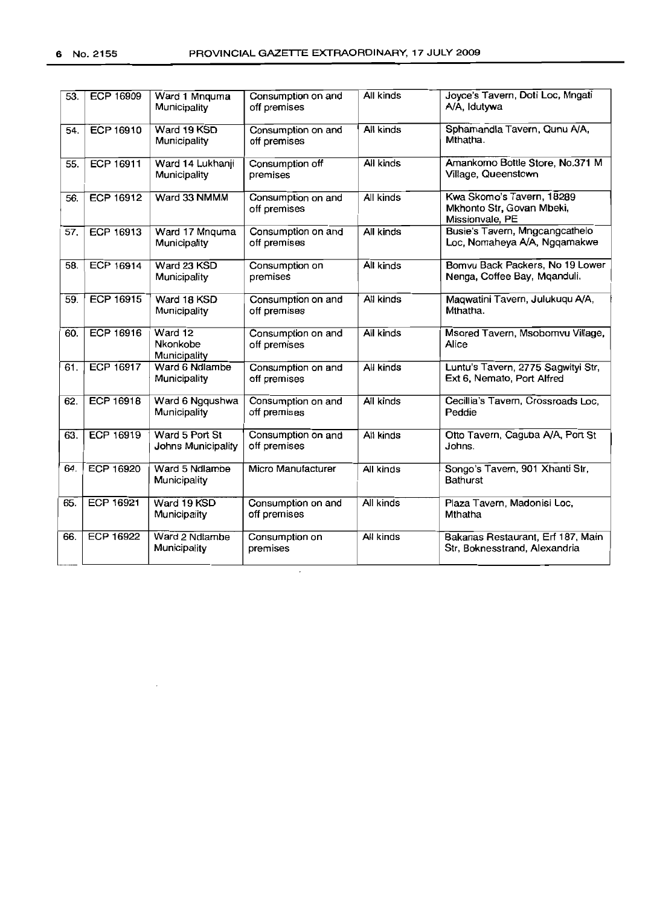| 53. | ECP 16909 | Ward 1 Mnquma Municipality | Consumption on and off premises | All kinds | Joyce's Tavern, Doti Loc, Mngati A/A, Idutywa |
|---|---|---|---|---|---|
| 54. | ECP 16910 | Ward 19 KSD Municipality | Consumption on and off premises | All kinds | Sphamandla Tavern, Qunu A/A, Mthatha. |
| 55. | ECP 16911 | Ward 14 Lukhanji Municipality | Consumption off premises | All kinds | Amankomo Bottle Store, No.371 M Village, Queenstown |
| 56. | ECP 16912 | Ward 33 NMMM | Consumption on and off premises | All kinds | Kwa Skomo's Tavern, 18289 Mkhonto Str, Govan Mbeki, Missionvale, PE |
| 57. | ECP 16913 | Ward 17 Mnquma Municipality | Consumption on and off premises | All kinds | Busie's Tavern, Mngcangcathelo Loc, Nomaheya A/A, Ngqamakwe |
| 58. | ECP 16914 | Ward 23 KSD Municipality | Consumption on premises | All kinds | Bomvu Back Packers, No 19 Lower Nenga, Coffee Bay, Mqanduli. |
| 59. | ECP 16915 | Ward 18 KSD Municipality | Consumption on and off premises | All kinds | Maqwatini Tavern, Julukuqu A/A, Mthatha. |
| 60. | ECP 16916 | Ward 12 Nkonkobe Municipality | Consumption on and off premises | All kinds | Msored Tavern, Msobomvu Village, Alice |
| 61. | ECP 16917 | Ward 6 Ndlambe Municipality | Consumption on and off premises | All kinds | Luntu's Tavern, 2775 Sagwityi Str, Ext 6, Nemato, Port Alfred |
| 62. | ECP 16918 | Ward 6 Ngqushwa Municipality | Consumption on and off premises | All kinds | Cecillia's Tavern, Crossroads Loc, Peddie |
| 63. | ECP 16919 | Ward 5 Port St Johns Municipality | Consumption on and off premises | All kinds | Otto Tavern, Caguba A/A, Port St Johns. |
| 64. | ECP 16920 | Ward 5 Ndlambe Municipality | Micro Manufacturer | All kinds | Songo's Tavern, 901 Xhanti Str, Bathurst |
| 65. | ECP 16921 | Ward 19 KSD Municipaity | Consumption on and off premises | All kinds | Plaza Tavern, Madonisi Loc, Mthatha |
| 66. | ECP 16922 | Ward 2 Ndlambe Municipality | Consumption on premises | All kinds | Bakanas Restaurant, Erf 187, Main Str, Boknesstrand, Alexandria |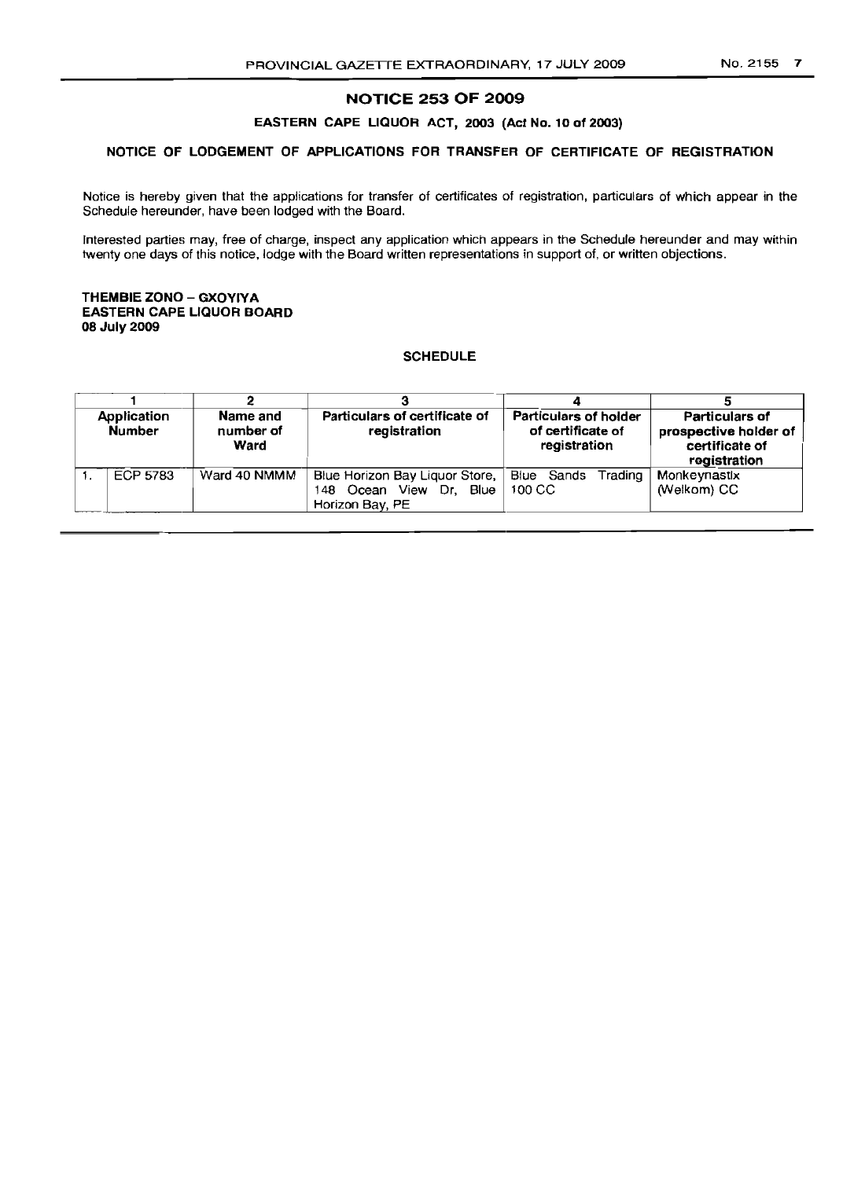## NOTICE 253 OF 2009

### EASTERN CAPE LIQUOR ACT, 2003 (Act No. 10 of 2003)

### NOTICE OF LODGEMENT OF APPLICATIONS FOR TRANSFER OF CERTIFICATE OF REGISTRATION

Notice is hereby given that the applications for transfer of certificates of registration, particulars of which appear in the Schedule hereunder, have been lodged with the Board.

Interested parties may, free of charge, inspect any application which appears in the Schedule hereunder and may within twenty one days of this notice, lodge with the Board written representations in support of, or written objections.

**THEMBIE ZONO – GXOYIYA**
**EASTERN CAPE LIQUOR BOARD**
**08 July 2009**

### SCHEDULE

| 1 | | 2 | 3 | 4 | 5 |
|---|---|---|---|---|---|
| **Application Number** | | **Name and number of Ward** | **Particulars of certificate of registration** | **Particulars of holder of certificate of registration** | **Particulars of prospective holder of certificate of registration** |
| 1. | ECP 5783 | Ward 40 NMMM | Blue Horizon Bay Liquor Store, 148 Ocean View Dr, Blue Horizon Bay, PE | Blue Sands Trading 100 CC | Monkeynastix (Welkom) CC |